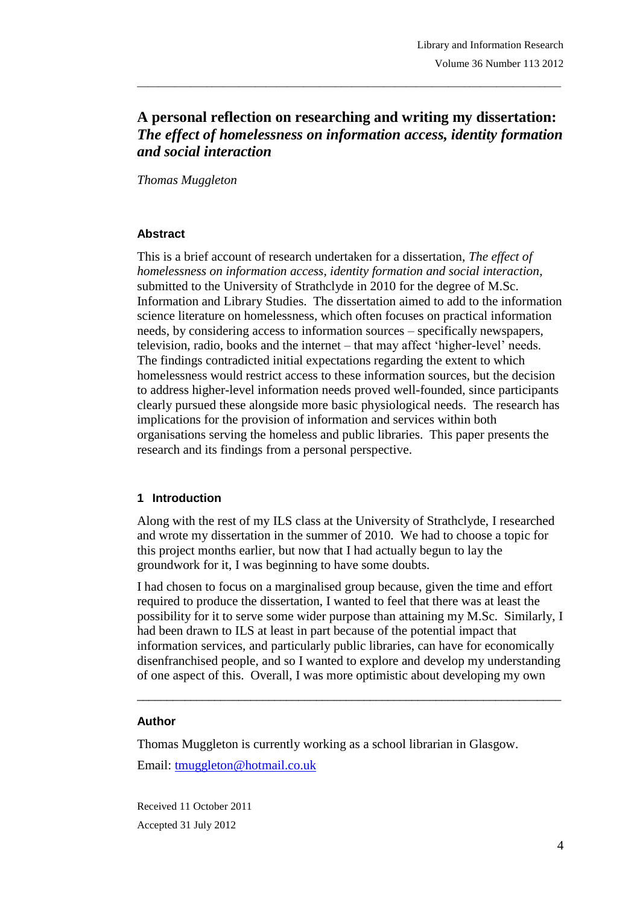# A personal reflection on researching and writing my dissertation: *The effect of homelessness on information access, identity formation and social interaction*

*Thomas Muggleton*

### Abstract

This is a brief account of research undertaken for a dissertation, *The effect of homelessness on information access, identity formation and social interaction*, submitted to the University of Strathclyde in 2010 for the degree of M.Sc. Information and Library Studies. The dissertation aimed to add to the information science literature on homelessness, which often focuses on practical information needs, by considering access to information sources – specifically newspapers, television, radio, books and the internet – that may affect 'higher-level' needs. The findings contradicted initial expectations regarding the extent to which homelessness would restrict access to these information sources, but the decision to address higher-level information needs proved well-founded, since participants clearly pursued these alongside more basic physiological needs. The research has implications for the provision of information and services within both organisations serving the homeless and public libraries. This paper presents the research and its findings from a personal perspective.

### 1 Introduction

Along with the rest of my ILS class at the University of Strathclyde, I researched and wrote my dissertation in the summer of 2010. We had to choose a topic for this project months earlier, but now that I had actually begun to lay the groundwork for it, I was beginning to have some doubts.

I had chosen to focus on a marginalised group because, given the time and effort required to produce the dissertation, I wanted to feel that there was at least the possibility for it to serve some wider purpose than attaining my M.Sc. Similarly, I had been drawn to ILS at least in part because of the potential impact that information services, and particularly public libraries, can have for economically disenfranchised people, and so I wanted to explore and develop my understanding of one aspect of this. Overall, I was more optimistic about developing my own

---

### Author

Thomas Muggleton is currently working as a school librarian in Glasgow.

Email: tmuggleton@hotmail.co.uk

Received 11 October 2011

Accepted 31 July 2012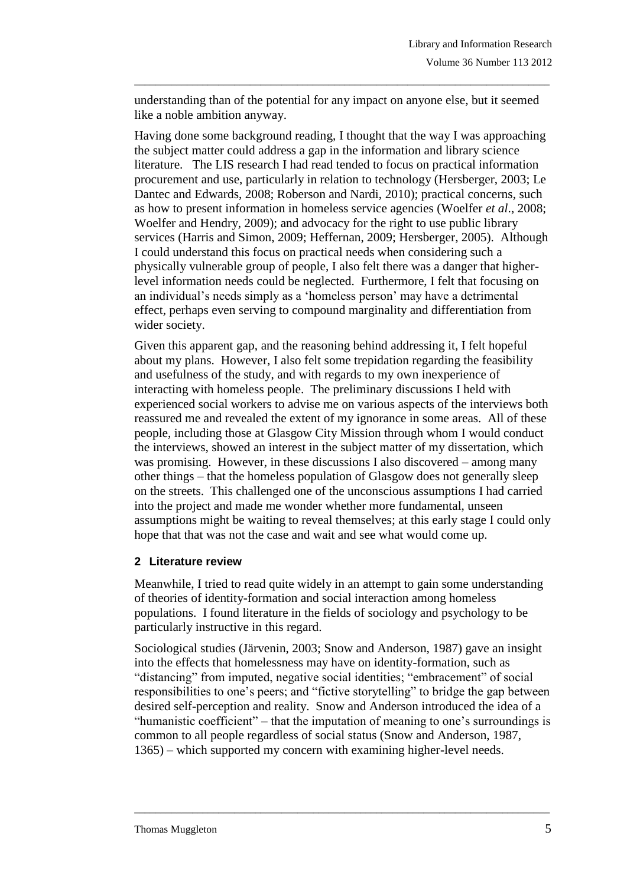understanding than of the potential for any impact on anyone else, but it seemed like a noble ambition anyway.

Having done some background reading, I thought that the way I was approaching the subject matter could address a gap in the information and library science literature. The LIS research I had read tended to focus on practical information procurement and use, particularly in relation to technology (Hersberger, 2003; Le Dantec and Edwards, 2008; Roberson and Nardi, 2010); practical concerns, such as how to present information in homeless service agencies (Woelfer *et al*., 2008; Woelfer and Hendry, 2009); and advocacy for the right to use public library services (Harris and Simon, 2009; Heffernan, 2009; Hersberger, 2005). Although I could understand this focus on practical needs when considering such a physically vulnerable group of people, I also felt there was a danger that higher-level information needs could be neglected. Furthermore, I felt that focusing on an individual's needs simply as a 'homeless person' may have a detrimental effect, perhaps even serving to compound marginality and differentiation from wider society.

Given this apparent gap, and the reasoning behind addressing it, I felt hopeful about my plans. However, I also felt some trepidation regarding the feasibility and usefulness of the study, and with regards to my own inexperience of interacting with homeless people. The preliminary discussions I held with experienced social workers to advise me on various aspects of the interviews both reassured me and revealed the extent of my ignorance in some areas. All of these people, including those at Glasgow City Mission through whom I would conduct the interviews, showed an interest in the subject matter of my dissertation, which was promising. However, in these discussions I also discovered – among many other things – that the homeless population of Glasgow does not generally sleep on the streets. This challenged one of the unconscious assumptions I had carried into the project and made me wonder whether more fundamental, unseen assumptions might be waiting to reveal themselves; at this early stage I could only hope that that was not the case and wait and see what would come up.

## 2 Literature review

Meanwhile, I tried to read quite widely in an attempt to gain some understanding of theories of identity-formation and social interaction among homeless populations. I found literature in the fields of sociology and psychology to be particularly instructive in this regard.

Sociological studies (Järvenin, 2003; Snow and Anderson, 1987) gave an insight into the effects that homelessness may have on identity-formation, such as "distancing" from imputed, negative social identities; "embracement" of social responsibilities to one's peers; and "fictive storytelling" to bridge the gap between desired self-perception and reality. Snow and Anderson introduced the idea of a "humanistic coefficient" – that the imputation of meaning to one's surroundings is common to all people regardless of social status (Snow and Anderson, 1987, 1365) – which supported my concern with examining higher-level needs.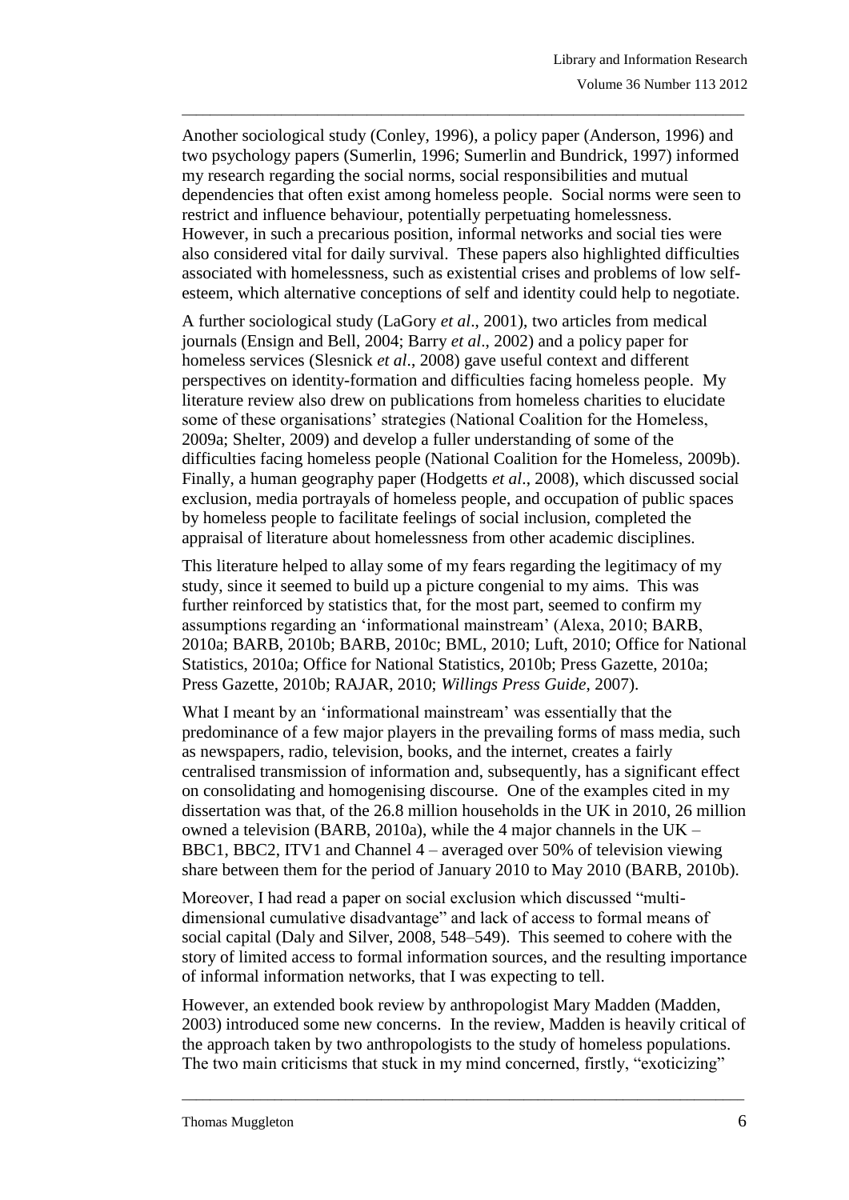Another sociological study (Conley, 1996), a policy paper (Anderson, 1996) and two psychology papers (Sumerlin, 1996; Sumerlin and Bundrick, 1997) informed my research regarding the social norms, social responsibilities and mutual dependencies that often exist among homeless people. Social norms were seen to restrict and influence behaviour, potentially perpetuating homelessness. However, in such a precarious position, informal networks and social ties were also considered vital for daily survival. These papers also highlighted difficulties associated with homelessness, such as existential crises and problems of low self-esteem, which alternative conceptions of self and identity could help to negotiate.

A further sociological study (LaGory *et al*., 2001), two articles from medical journals (Ensign and Bell, 2004; Barry *et al*., 2002) and a policy paper for homeless services (Slesnick *et al*., 2008) gave useful context and different perspectives on identity-formation and difficulties facing homeless people. My literature review also drew on publications from homeless charities to elucidate some of these organisations' strategies (National Coalition for the Homeless, 2009a; Shelter, 2009) and develop a fuller understanding of some of the difficulties facing homeless people (National Coalition for the Homeless, 2009b). Finally, a human geography paper (Hodgetts *et al*., 2008), which discussed social exclusion, media portrayals of homeless people, and occupation of public spaces by homeless people to facilitate feelings of social inclusion, completed the appraisal of literature about homelessness from other academic disciplines.

This literature helped to allay some of my fears regarding the legitimacy of my study, since it seemed to build up a picture congenial to my aims. This was further reinforced by statistics that, for the most part, seemed to confirm my assumptions regarding an 'informational mainstream' (Alexa, 2010; BARB, 2010a; BARB, 2010b; BARB, 2010c; BML, 2010; Luft, 2010; Office for National Statistics, 2010a; Office for National Statistics, 2010b; Press Gazette, 2010a; Press Gazette, 2010b; RAJAR, 2010; *Willings Press Guide*, 2007).

What I meant by an 'informational mainstream' was essentially that the predominance of a few major players in the prevailing forms of mass media, such as newspapers, radio, television, books, and the internet, creates a fairly centralised transmission of information and, subsequently, has a significant effect on consolidating and homogenising discourse. One of the examples cited in my dissertation was that, of the 26.8 million households in the UK in 2010, 26 million owned a television (BARB, 2010a), while the 4 major channels in the UK – BBC1, BBC2, ITV1 and Channel 4 – averaged over 50% of television viewing share between them for the period of January 2010 to May 2010 (BARB, 2010b).

Moreover, I had read a paper on social exclusion which discussed "multi-dimensional cumulative disadvantage" and lack of access to formal means of social capital (Daly and Silver, 2008, 548–549). This seemed to cohere with the story of limited access to formal information sources, and the resulting importance of informal information networks, that I was expecting to tell.

However, an extended book review by anthropologist Mary Madden (Madden, 2003) introduced some new concerns. In the review, Madden is heavily critical of the approach taken by two anthropologists to the study of homeless populations. The two main criticisms that stuck in my mind concerned, firstly, "exoticizing"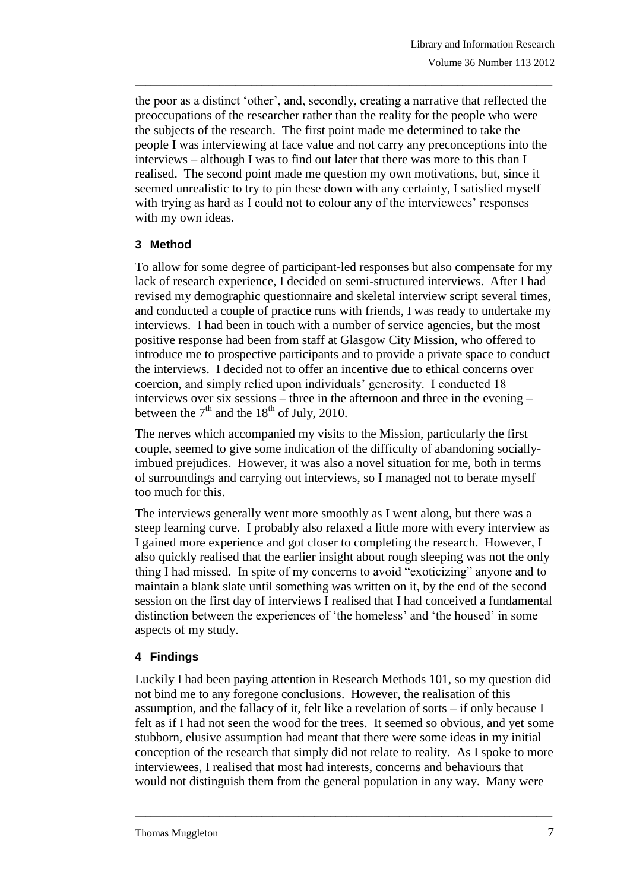the poor as a distinct 'other', and, secondly, creating a narrative that reflected the preoccupations of the researcher rather than the reality for the people who were the subjects of the research. The first point made me determined to take the people I was interviewing at face value and not carry any preconceptions into the interviews – although I was to find out later that there was more to this than I realised. The second point made me question my own motivations, but, since it seemed unrealistic to try to pin these down with any certainty, I satisfied myself with trying as hard as I could not to colour any of the interviewees' responses with my own ideas.

## 3 Method

To allow for some degree of participant-led responses but also compensate for my lack of research experience, I decided on semi-structured interviews. After I had revised my demographic questionnaire and skeletal interview script several times, and conducted a couple of practice runs with friends, I was ready to undertake my interviews. I had been in touch with a number of service agencies, but the most positive response had been from staff at Glasgow City Mission, who offered to introduce me to prospective participants and to provide a private space to conduct the interviews. I decided not to offer an incentive due to ethical concerns over coercion, and simply relied upon individuals' generosity. I conducted 18 interviews over six sessions – three in the afternoon and three in the evening – between the 7th and the 18th of July, 2010.

The nerves which accompanied my visits to the Mission, particularly the first couple, seemed to give some indication of the difficulty of abandoning socially-imbued prejudices. However, it was also a novel situation for me, both in terms of surroundings and carrying out interviews, so I managed not to berate myself too much for this.

The interviews generally went more smoothly as I went along, but there was a steep learning curve. I probably also relaxed a little more with every interview as I gained more experience and got closer to completing the research. However, I also quickly realised that the earlier insight about rough sleeping was not the only thing I had missed. In spite of my concerns to avoid "exoticizing" anyone and to maintain a blank slate until something was written on it, by the end of the second session on the first day of interviews I realised that I had conceived a fundamental distinction between the experiences of 'the homeless' and 'the housed' in some aspects of my study.

## 4 Findings

Luckily I had been paying attention in Research Methods 101, so my question did not bind me to any foregone conclusions. However, the realisation of this assumption, and the fallacy of it, felt like a revelation of sorts – if only because I felt as if I had not seen the wood for the trees. It seemed so obvious, and yet some stubborn, elusive assumption had meant that there were some ideas in my initial conception of the research that simply did not relate to reality. As I spoke to more interviewees, I realised that most had interests, concerns and behaviours that would not distinguish them from the general population in any way. Many were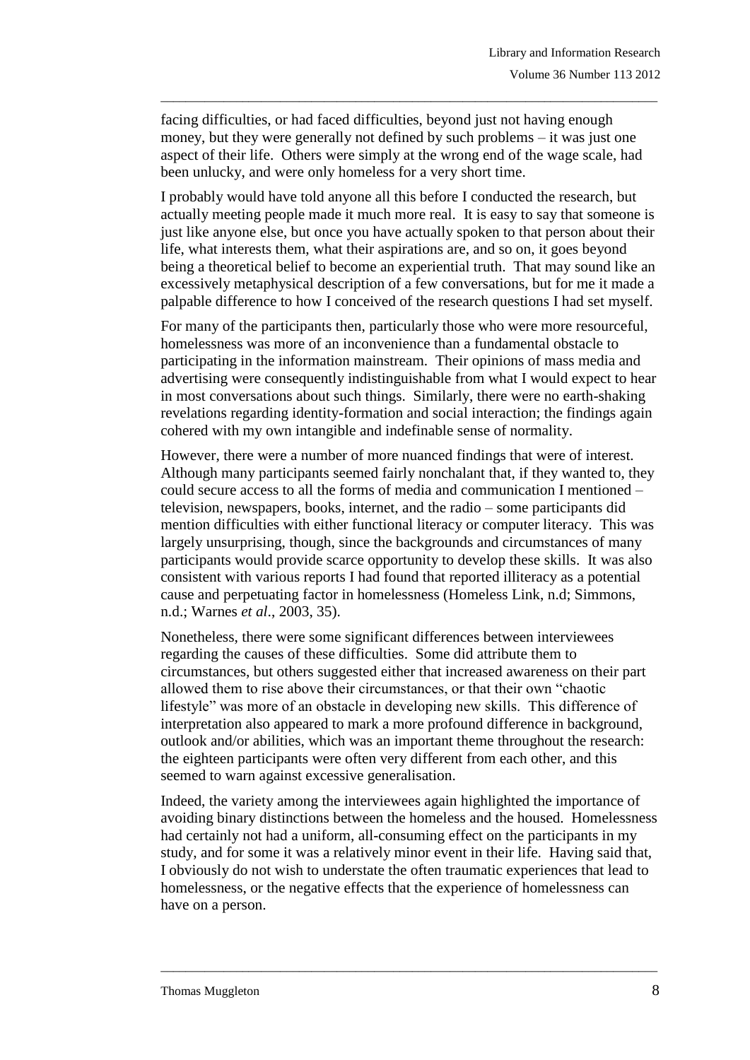facing difficulties, or had faced difficulties, beyond just not having enough money, but they were generally not defined by such problems – it was just one aspect of their life. Others were simply at the wrong end of the wage scale, had been unlucky, and were only homeless for a very short time.

I probably would have told anyone all this before I conducted the research, but actually meeting people made it much more real. It is easy to say that someone is just like anyone else, but once you have actually spoken to that person about their life, what interests them, what their aspirations are, and so on, it goes beyond being a theoretical belief to become an experiential truth. That may sound like an excessively metaphysical description of a few conversations, but for me it made a palpable difference to how I conceived of the research questions I had set myself.

For many of the participants then, particularly those who were more resourceful, homelessness was more of an inconvenience than a fundamental obstacle to participating in the information mainstream. Their opinions of mass media and advertising were consequently indistinguishable from what I would expect to hear in most conversations about such things. Similarly, there were no earth-shaking revelations regarding identity-formation and social interaction; the findings again cohered with my own intangible and indefinable sense of normality.

However, there were a number of more nuanced findings that were of interest. Although many participants seemed fairly nonchalant that, if they wanted to, they could secure access to all the forms of media and communication I mentioned – television, newspapers, books, internet, and the radio – some participants did mention difficulties with either functional literacy or computer literacy. This was largely unsurprising, though, since the backgrounds and circumstances of many participants would provide scarce opportunity to develop these skills. It was also consistent with various reports I had found that reported illiteracy as a potential cause and perpetuating factor in homelessness (Homeless Link, n.d; Simmons, n.d.; Warnes *et al*., 2003, 35).

Nonetheless, there were some significant differences between interviewees regarding the causes of these difficulties. Some did attribute them to circumstances, but others suggested either that increased awareness on their part allowed them to rise above their circumstances, or that their own "chaotic lifestyle" was more of an obstacle in developing new skills. This difference of interpretation also appeared to mark a more profound difference in background, outlook and/or abilities, which was an important theme throughout the research: the eighteen participants were often very different from each other, and this seemed to warn against excessive generalisation.

Indeed, the variety among the interviewees again highlighted the importance of avoiding binary distinctions between the homeless and the housed. Homelessness had certainly not had a uniform, all-consuming effect on the participants in my study, and for some it was a relatively minor event in their life. Having said that, I obviously do not wish to understate the often traumatic experiences that lead to homelessness, or the negative effects that the experience of homelessness can have on a person.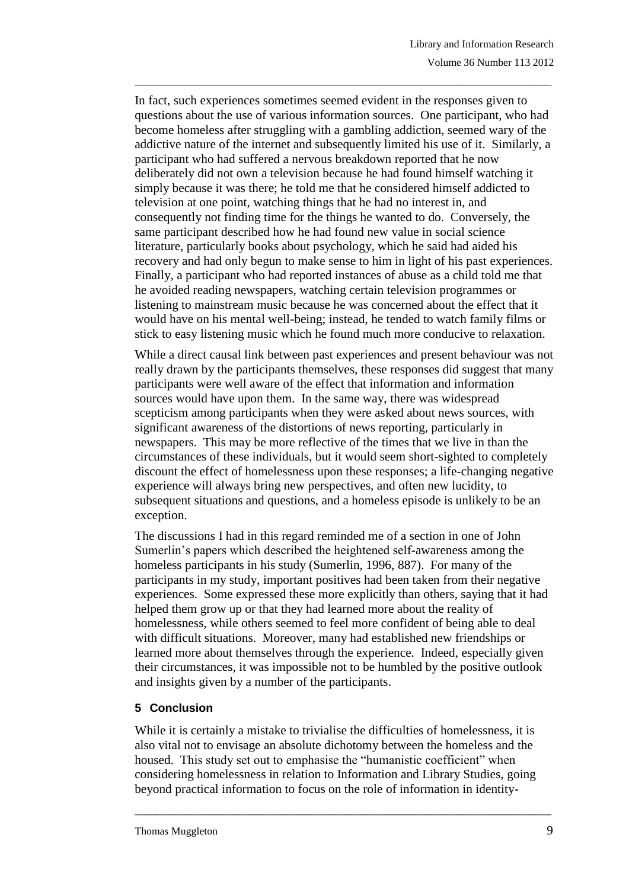In fact, such experiences sometimes seemed evident in the responses given to questions about the use of various information sources. One participant, who had become homeless after struggling with a gambling addiction, seemed wary of the addictive nature of the internet and subsequently limited his use of it. Similarly, a participant who had suffered a nervous breakdown reported that he now deliberately did not own a television because he had found himself watching it simply because it was there; he told me that he considered himself addicted to television at one point, watching things that he had no interest in, and consequently not finding time for the things he wanted to do. Conversely, the same participant described how he had found new value in social science literature, particularly books about psychology, which he said had aided his recovery and had only begun to make sense to him in light of his past experiences. Finally, a participant who had reported instances of abuse as a child told me that he avoided reading newspapers, watching certain television programmes or listening to mainstream music because he was concerned about the effect that it would have on his mental well-being; instead, he tended to watch family films or stick to easy listening music which he found much more conducive to relaxation.

While a direct causal link between past experiences and present behaviour was not really drawn by the participants themselves, these responses did suggest that many participants were well aware of the effect that information and information sources would have upon them. In the same way, there was widespread scepticism among participants when they were asked about news sources, with significant awareness of the distortions of news reporting, particularly in newspapers. This may be more reflective of the times that we live in than the circumstances of these individuals, but it would seem short-sighted to completely discount the effect of homelessness upon these responses; a life-changing negative experience will always bring new perspectives, and often new lucidity, to subsequent situations and questions, and a homeless episode is unlikely to be an exception.

The discussions I had in this regard reminded me of a section in one of John Sumerlin's papers which described the heightened self-awareness among the homeless participants in his study (Sumerlin, 1996, 887). For many of the participants in my study, important positives had been taken from their negative experiences. Some expressed these more explicitly than others, saying that it had helped them grow up or that they had learned more about the reality of homelessness, while others seemed to feel more confident of being able to deal with difficult situations. Moreover, many had established new friendships or learned more about themselves through the experience. Indeed, especially given their circumstances, it was impossible not to be humbled by the positive outlook and insights given by a number of the participants.

## 5 Conclusion

While it is certainly a mistake to trivialise the difficulties of homelessness, it is also vital not to envisage an absolute dichotomy between the homeless and the housed. This study set out to emphasise the "humanistic coefficient" when considering homelessness in relation to Information and Library Studies, going beyond practical information to focus on the role of information in identity-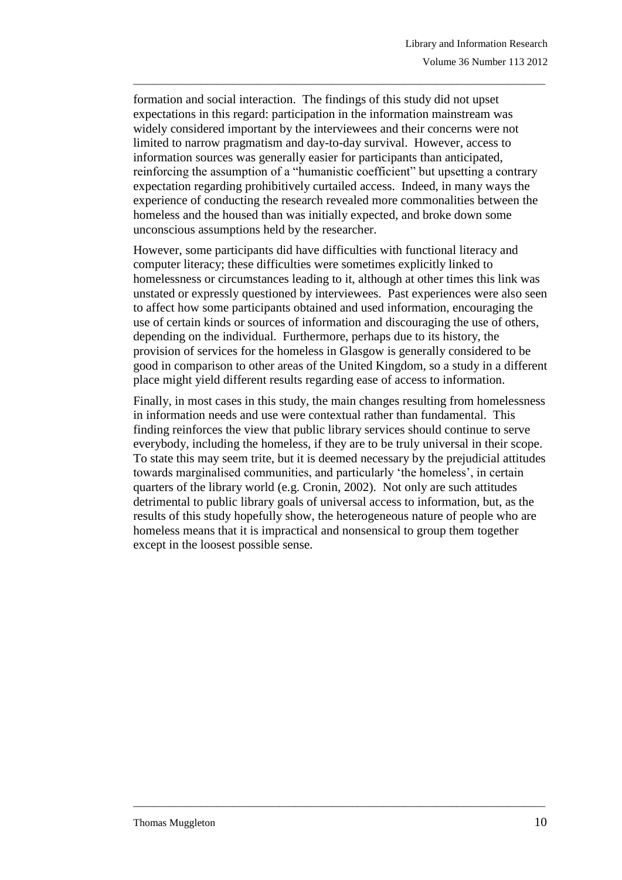formation and social interaction. The findings of this study did not upset expectations in this regard: participation in the information mainstream was widely considered important by the interviewees and their concerns were not limited to narrow pragmatism and day-to-day survival. However, access to information sources was generally easier for participants than anticipated, reinforcing the assumption of a "humanistic coefficient" but upsetting a contrary expectation regarding prohibitively curtailed access. Indeed, in many ways the experience of conducting the research revealed more commonalities between the homeless and the housed than was initially expected, and broke down some unconscious assumptions held by the researcher.

However, some participants did have difficulties with functional literacy and computer literacy; these difficulties were sometimes explicitly linked to homelessness or circumstances leading to it, although at other times this link was unstated or expressly questioned by interviewees. Past experiences were also seen to affect how some participants obtained and used information, encouraging the use of certain kinds or sources of information and discouraging the use of others, depending on the individual. Furthermore, perhaps due to its history, the provision of services for the homeless in Glasgow is generally considered to be good in comparison to other areas of the United Kingdom, so a study in a different place might yield different results regarding ease of access to information.

Finally, in most cases in this study, the main changes resulting from homelessness in information needs and use were contextual rather than fundamental. This finding reinforces the view that public library services should continue to serve everybody, including the homeless, if they are to be truly universal in their scope. To state this may seem trite, but it is deemed necessary by the prejudicial attitudes towards marginalised communities, and particularly 'the homeless', in certain quarters of the library world (e.g. Cronin, 2002). Not only are such attitudes detrimental to public library goals of universal access to information, but, as the results of this study hopefully show, the heterogeneous nature of people who are homeless means that it is impractical and nonsensical to group them together except in the loosest possible sense.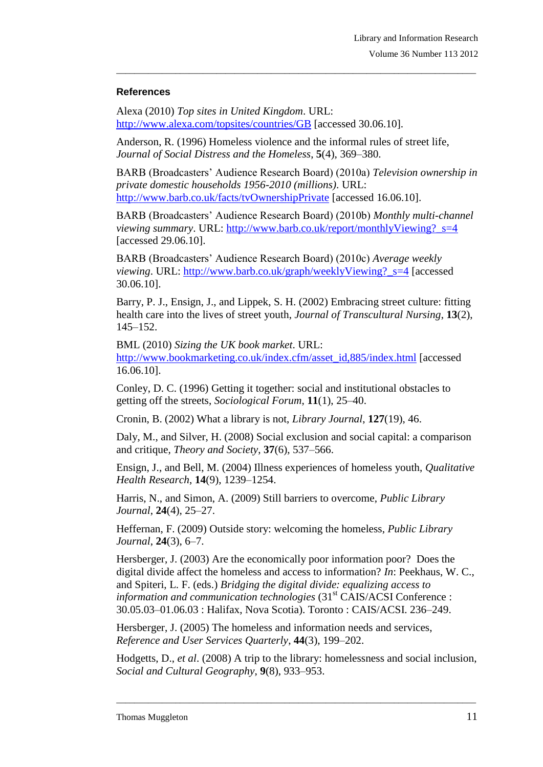### References

Alexa (2010) *Top sites in United Kingdom*. URL: http://www.alexa.com/topsites/countries/GB [accessed 30.06.10].

Anderson, R. (1996) Homeless violence and the informal rules of street life, *Journal of Social Distress and the Homeless*, **5**(4), 369–380.

BARB (Broadcasters' Audience Research Board) (2010a) *Television ownership in private domestic households 1956-2010 (millions)*. URL: http://www.barb.co.uk/facts/tvOwnershipPrivate [accessed 16.06.10].

BARB (Broadcasters' Audience Research Board) (2010b) *Monthly multi-channel viewing summary*. URL: http://www.barb.co.uk/report/monthlyViewing?_s=4 [accessed 29.06.10].

BARB (Broadcasters' Audience Research Board) (2010c) *Average weekly viewing*. URL: http://www.barb.co.uk/graph/weeklyViewing?_s=4 [accessed 30.06.10].

Barry, P. J., Ensign, J., and Lippek, S. H. (2002) Embracing street culture: fitting health care into the lives of street youth, *Journal of Transcultural Nursing*, **13**(2), 145–152.

BML (2010) *Sizing the UK book market*. URL: http://www.bookmarketing.co.uk/index.cfm/asset_id,885/index.html [accessed 16.06.10].

Conley, D. C. (1996) Getting it together: social and institutional obstacles to getting off the streets, *Sociological Forum*, **11**(1), 25–40.

Cronin, B. (2002) What a library is not, *Library Journal*, **127**(19), 46.

Daly, M., and Silver, H. (2008) Social exclusion and social capital: a comparison and critique, *Theory and Society*, **37**(6), 537–566.

Ensign, J., and Bell, M. (2004) Illness experiences of homeless youth, *Qualitative Health Research*, **14**(9), 1239–1254.

Harris, N., and Simon, A. (2009) Still barriers to overcome, *Public Library Journal*, **24**(4), 25–27.

Heffernan, F. (2009) Outside story: welcoming the homeless, *Public Library Journal*, **24**(3), 6–7.

Hersberger, J. (2003) Are the economically poor information poor? Does the digital divide affect the homeless and access to information? *In*: Peekhaus, W. C., and Spiteri, L. F. (eds.) *Bridging the digital divide: equalizing access to information and communication technologies* (31st CAIS/ACSI Conference : 30.05.03–01.06.03 : Halifax, Nova Scotia). Toronto : CAIS/ACSI. 236–249.

Hersberger, J. (2005) The homeless and information needs and services, *Reference and User Services Quarterly*, **44**(3), 199–202.

Hodgetts, D., *et al*. (2008) A trip to the library: homelessness and social inclusion, *Social and Cultural Geography*, **9**(8), 933–953.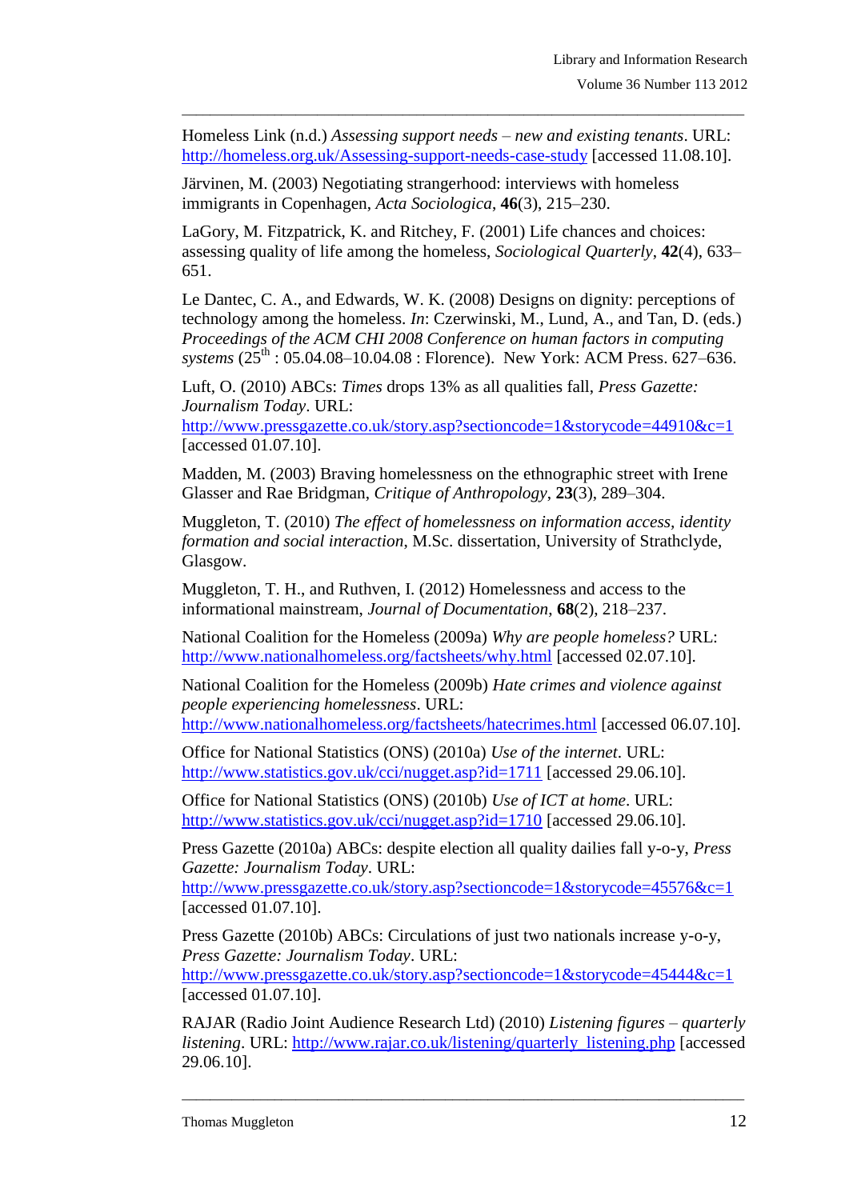Homeless Link (n.d.) *Assessing support needs – new and existing tenants*. URL: http://homeless.org.uk/Assessing-support-needs-case-study [accessed 11.08.10].

Järvinen, M. (2003) Negotiating strangerhood: interviews with homeless immigrants in Copenhagen, *Acta Sociologica*, **46**(3), 215–230.

LaGory, M. Fitzpatrick, K. and Ritchey, F. (2001) Life chances and choices: assessing quality of life among the homeless, *Sociological Quarterly*, **42**(4), 633–651.

Le Dantec, C. A., and Edwards, W. K. (2008) Designs on dignity: perceptions of technology among the homeless. *In*: Czerwinski, M., Lund, A., and Tan, D. (eds.) *Proceedings of the ACM CHI 2008 Conference on human factors in computing systems* (25th : 05.04.08–10.04.08 : Florence). New York: ACM Press. 627–636.

Luft, O. (2010) ABCs: *Times* drops 13% as all qualities fall, *Press Gazette: Journalism Today*. URL: http://www.pressgazette.co.uk/story.asp?sectioncode=1&storycode=44910&c=1 [accessed 01.07.10].

Madden, M. (2003) Braving homelessness on the ethnographic street with Irene Glasser and Rae Bridgman, *Critique of Anthropology*, **23**(3), 289–304.

Muggleton, T. (2010) *The effect of homelessness on information access, identity formation and social interaction*, M.Sc. dissertation, University of Strathclyde, Glasgow.

Muggleton, T. H., and Ruthven, I. (2012) Homelessness and access to the informational mainstream, *Journal of Documentation*, **68**(2), 218–237.

National Coalition for the Homeless (2009a) *Why are people homeless?* URL: http://www.nationalhomeless.org/factsheets/why.html [accessed 02.07.10].

National Coalition for the Homeless (2009b) *Hate crimes and violence against people experiencing homelessness*. URL: http://www.nationalhomeless.org/factsheets/hatecrimes.html [accessed 06.07.10].

Office for National Statistics (ONS) (2010a) *Use of the internet*. URL: http://www.statistics.gov.uk/cci/nugget.asp?id=1711 [accessed 29.06.10].

Office for National Statistics (ONS) (2010b) *Use of ICT at home*. URL: http://www.statistics.gov.uk/cci/nugget.asp?id=1710 [accessed 29.06.10].

Press Gazette (2010a) ABCs: despite election all quality dailies fall y-o-y, *Press Gazette: Journalism Today*. URL: http://www.pressgazette.co.uk/story.asp?sectioncode=1&storycode=45576&c=1 [accessed 01.07.10].

Press Gazette (2010b) ABCs: Circulations of just two nationals increase y-o-y, *Press Gazette: Journalism Today*. URL: http://www.pressgazette.co.uk/story.asp?sectioncode=1&storycode=45444&c=1 [accessed 01.07.10].

RAJAR (Radio Joint Audience Research Ltd) (2010) *Listening figures – quarterly listening*. URL: http://www.rajar.co.uk/listening/quarterly_listening.php [accessed 29.06.10].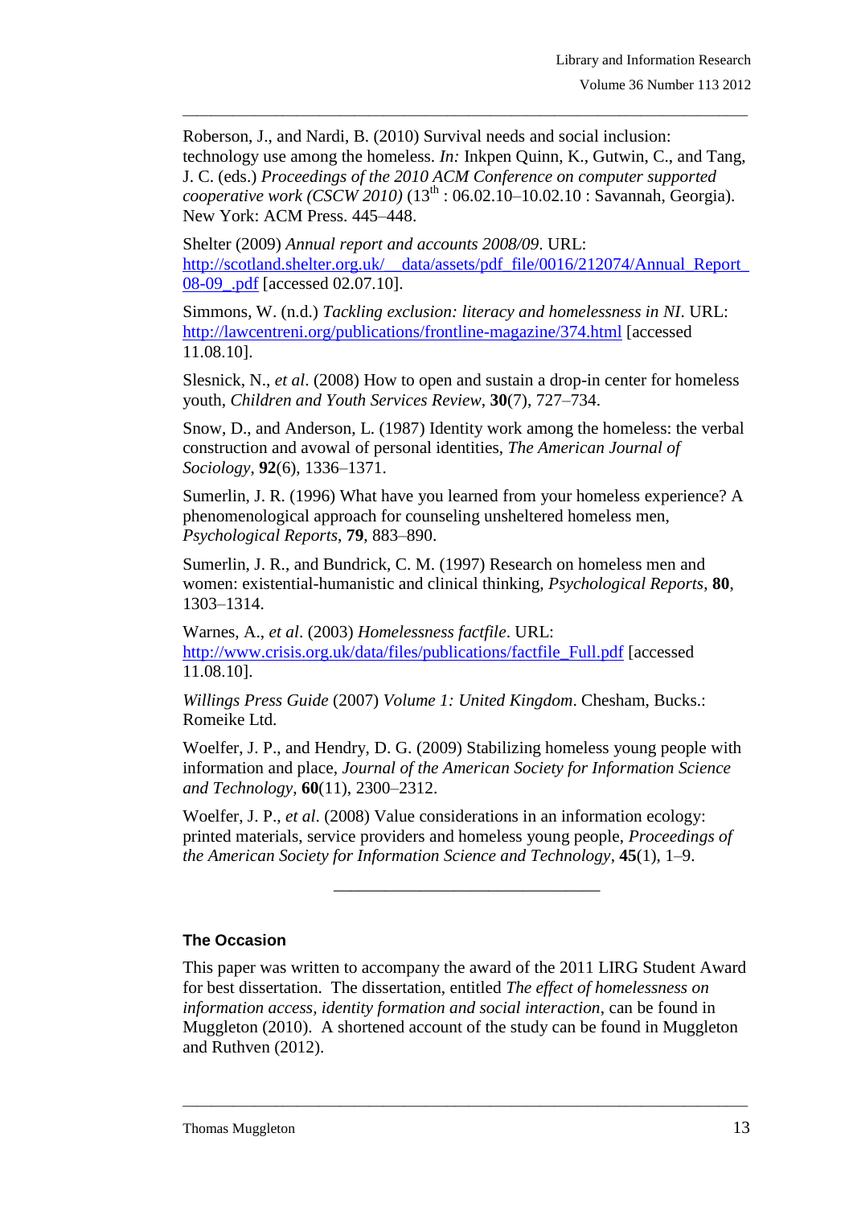Roberson, J., and Nardi, B. (2010) Survival needs and social inclusion: technology use among the homeless. *In:* Inkpen Quinn, K., Gutwin, C., and Tang, J. C. (eds.) *Proceedings of the 2010 ACM Conference on computer supported cooperative work (CSCW 2010)* (13th : 06.02.10–10.02.10 : Savannah, Georgia). New York: ACM Press. 445–448.

Shelter (2009) *Annual report and accounts 2008/09*. URL: http://scotland.shelter.org.uk/__data/assets/pdf_file/0016/212074/Annual_Report_08-09_.pdf [accessed 02.07.10].

Simmons, W. (n.d.) *Tackling exclusion: literacy and homelessness in NI*. URL: http://lawcentreni.org/publications/frontline-magazine/374.html [accessed 11.08.10].

Slesnick, N., *et al*. (2008) How to open and sustain a drop-in center for homeless youth, *Children and Youth Services Review*, **30**(7), 727–734.

Snow, D., and Anderson, L. (1987) Identity work among the homeless: the verbal construction and avowal of personal identities, *The American Journal of Sociology*, **92**(6), 1336–1371.

Sumerlin, J. R. (1996) What have you learned from your homeless experience? A phenomenological approach for counseling unsheltered homeless men, *Psychological Reports*, **79**, 883–890.

Sumerlin, J. R., and Bundrick, C. M. (1997) Research on homeless men and women: existential-humanistic and clinical thinking, *Psychological Reports*, **80**, 1303–1314.

Warnes, A., *et al*. (2003) *Homelessness factfile*. URL: http://www.crisis.org.uk/data/files/publications/factfile_Full.pdf [accessed 11.08.10].

*Willings Press Guide* (2007) *Volume 1: United Kingdom*. Chesham, Bucks.: Romeike Ltd.

Woelfer, J. P., and Hendry, D. G. (2009) Stabilizing homeless young people with information and place, *Journal of the American Society for Information Science and Technology*, **60**(11), 2300–2312.

Woelfer, J. P., *et al*. (2008) Value considerations in an information ecology: printed materials, service providers and homeless young people, *Proceedings of the American Society for Information Science and Technology*, **45**(1), 1–9.

---

### The Occasion

This paper was written to accompany the award of the 2011 LIRG Student Award for best dissertation. The dissertation, entitled *The effect of homelessness on information access, identity formation and social interaction*, can be found in Muggleton (2010). A shortened account of the study can be found in Muggleton and Ruthven (2012).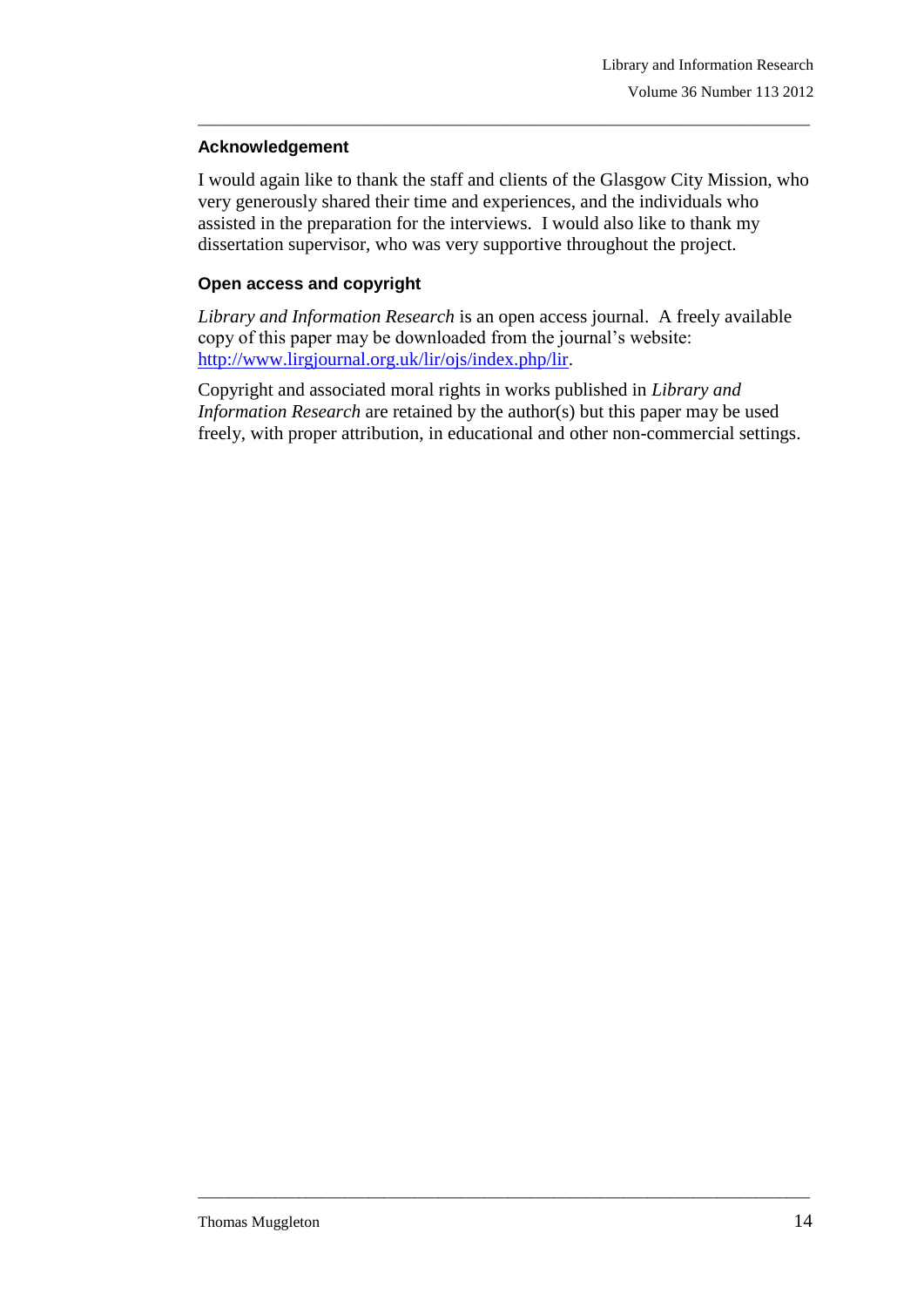### Acknowledgement

I would again like to thank the staff and clients of the Glasgow City Mission, who very generously shared their time and experiences, and the individuals who assisted in the preparation for the interviews. I would also like to thank my dissertation supervisor, who was very supportive throughout the project.

### Open access and copyright

*Library and Information Research* is an open access journal. A freely available copy of this paper may be downloaded from the journal's website: [http://www.lirgjournal.org.uk/lir/ojs/index.php/lir](http://www.lirgjournal.org.uk/lir/ojs/index.php/lir).

Copyright and associated moral rights in works published in *Library and Information Research* are retained by the author(s) but this paper may be used freely, with proper attribution, in educational and other non-commercial settings.